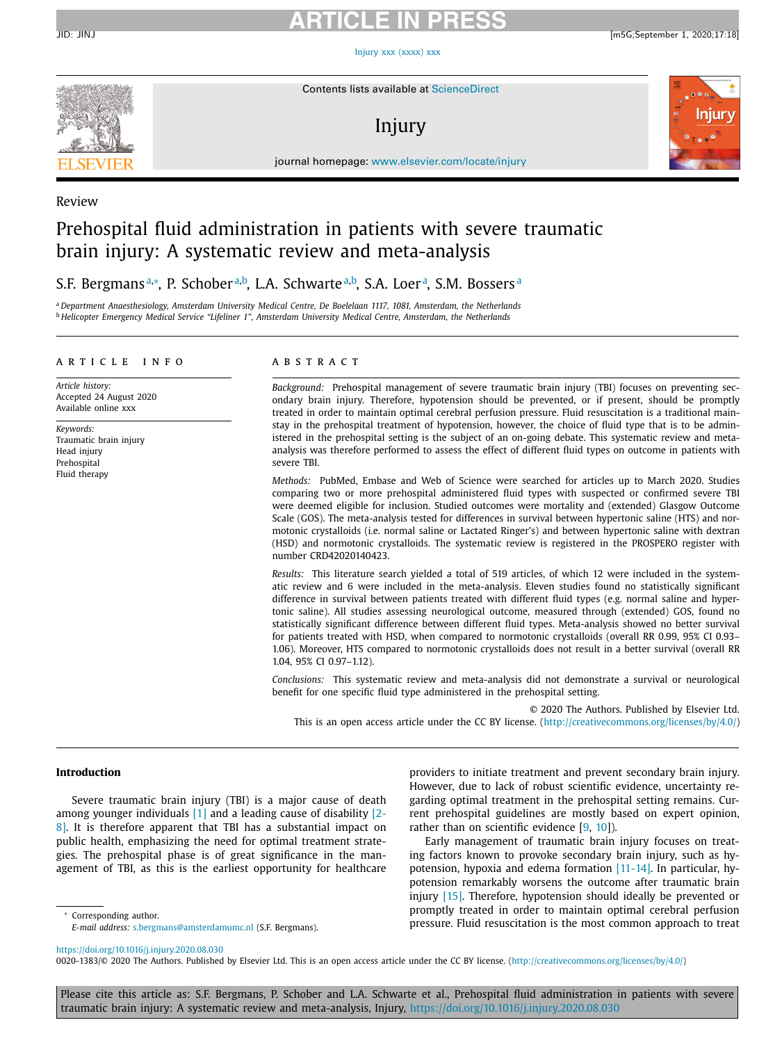Review

# Prehospital fluid administration in patients with severe traumatic brain injury: A systematic review and meta-analysis

S.F. Bergmans[a,*], P. Schober[a,b], L.A. Schwarte[a,b], S.A. Loer[a], S.M. Bossers[a]

[a] Department Anaesthesiology, Amsterdam University Medical Centre, De Boelelaan 1117, 1081, Amsterdam, the Netherlands
[b] Helicopter Emergency Medical Service "Lifeliner 1", Amsterdam University Medical Centre, Amsterdam, the Netherlands

## ARTICLE INFO

*Article history:*
Accepted 24 August 2020
Available online xxx

*Keywords:*
Traumatic brain injury
Head injury
Prehospital
Fluid therapy

## ABSTRACT

*Background:* Prehospital management of severe traumatic brain injury (TBI) focuses on preventing secondary brain injury. Therefore, hypotension should be prevented, or if present, should be promptly treated in order to maintain optimal cerebral perfusion pressure. Fluid resuscitation is a traditional mainstay in the prehospital treatment of hypotension, however, the choice of fluid type that is to be administered in the prehospital setting is the subject of an on-going debate. This systematic review and meta-analysis was therefore performed to assess the effect of different fluid types on outcome in patients with severe TBI.

*Methods:* PubMed, Embase and Web of Science were searched for articles up to March 2020. Studies comparing two or more prehospital administered fluid types with suspected or confirmed severe TBI were deemed eligible for inclusion. Studied outcomes were mortality and (extended) Glasgow Outcome Scale (GOS). The meta-analysis tested for differences in survival between hypertonic saline (HTS) and normotonic crystalloids (i.e. normal saline or Lactated Ringer's) and between hypertonic saline with dextran (HSD) and normotonic crystalloids. The systematic review is registered in the PROSPERO register with number CRD42020140423.

*Results:* This literature search yielded a total of 519 articles, of which 12 were included in the systematic review and 6 were included in the meta-analysis. Eleven studies found no statistically significant difference in survival between patients treated with different fluid types (e.g. normal saline and hypertonic saline). All studies assessing neurological outcome, measured through (extended) GOS, found no statistically significant difference between different fluid types. Meta-analysis showed no better survival for patients treated with HSD, when compared to normotonic crystalloids (overall RR 0.99, 95% CI 0.93–1.06). Moreover, HTS compared to normotonic crystalloids does not result in a better survival (overall RR 1.04, 95% CI 0.97–1.12).

*Conclusions:* This systematic review and meta-analysis did not demonstrate a survival or neurological benefit for one specific fluid type administered in the prehospital setting.

© 2020 The Authors. Published by Elsevier Ltd.
This is an open access article under the CC BY license. (http://creativecommons.org/licenses/by/4.0/)

## Introduction

Severe traumatic brain injury (TBI) is a major cause of death among younger individuals [1] and a leading cause of disability [2-8]. It is therefore apparent that TBI has a substantial impact on public health, emphasizing the need for optimal treatment strategies. The prehospital phase is of great significance in the management of TBI, as this is the earliest opportunity for healthcare providers to initiate treatment and prevent secondary brain injury. However, due to lack of robust scientific evidence, uncertainty regarding optimal treatment in the prehospital setting remains. Current prehospital guidelines are mostly based on expert opinion, rather than on scientific evidence [9, 10]).

Early management of traumatic brain injury focuses on treating factors known to provoke secondary brain injury, such as hypotension, hypoxia and edema formation [11-14]. In particular, hypotension remarkably worsens the outcome after traumatic brain injury [15]. Therefore, hypotension should ideally be prevented or promptly treated in order to maintain optimal cerebral perfusion pressure. Fluid resuscitation is the most common approach to treat

* Corresponding author.
*E-mail address:* s.bergmans@amsterdamumc.nl (S.F. Bergmans).

https://doi.org/10.1016/j.injury.2020.08.030
0020-1383/© 2020 The Authors. Published by Elsevier Ltd. This is an open access article under the CC BY license. (http://creativecommons.org/licenses/by/4.0/)

Please cite this article as: S.F. Bergmans, P. Schober and L.A. Schwarte et al., Prehospital fluid administration in patients with severe traumatic brain injury: A systematic review and meta-analysis, Injury, https://doi.org/10.1016/j.injury.2020.08.030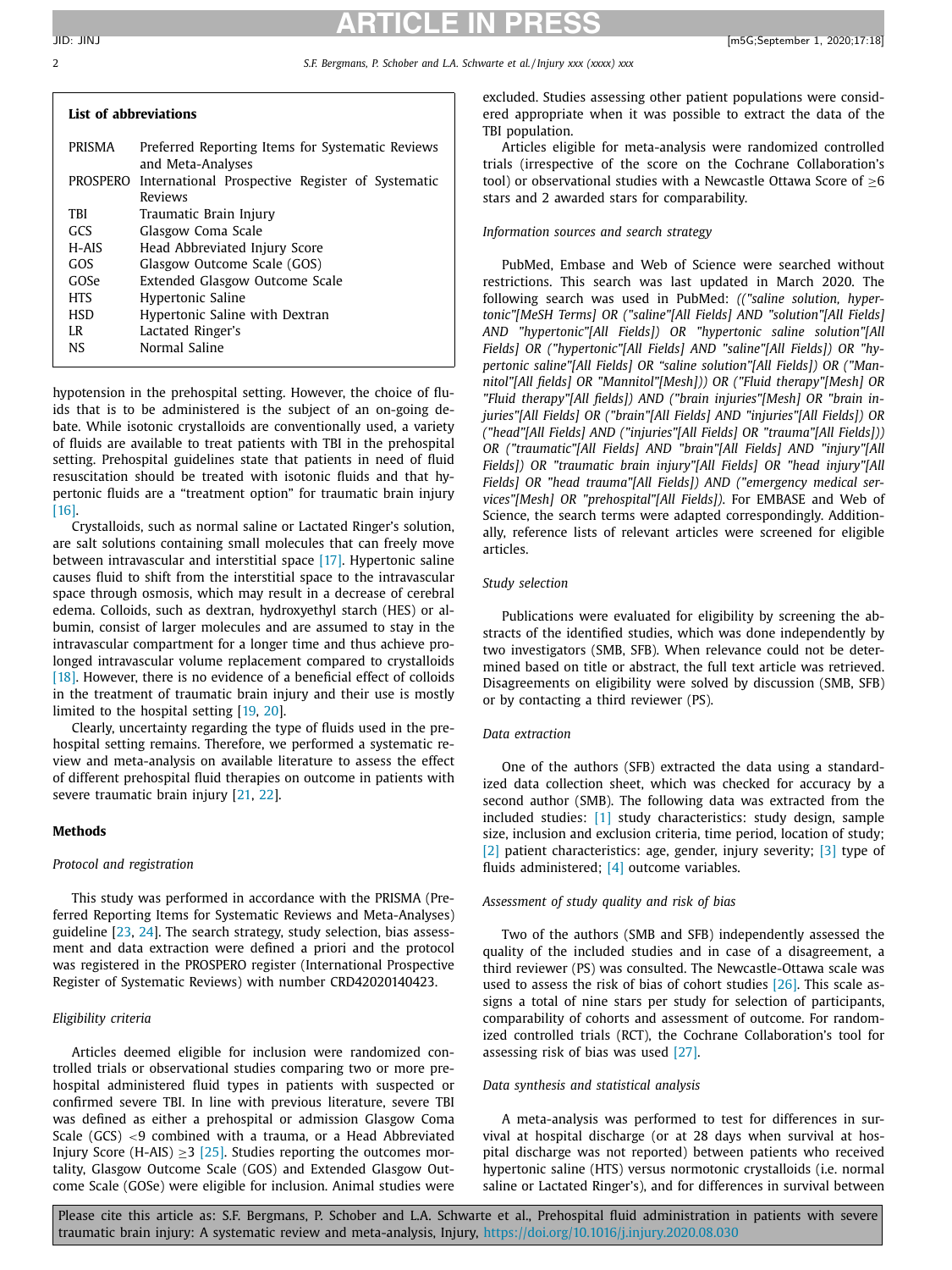**List of abbreviations**

| | |
|---|---|
| PRISMA | Preferred Reporting Items for Systematic Reviews and Meta-Analyses |
| PROSPERO | International Prospective Register of Systematic Reviews |
| TBI | Traumatic Brain Injury |
| GCS | Glasgow Coma Scale |
| H-AIS | Head Abbreviated Injury Score |
| GOS | Glasgow Outcome Scale (GOS) |
| GOSe | Extended Glasgow Outcome Scale |
| HTS | Hypertonic Saline |
| HSD | Hypertonic Saline with Dextran |
| LR | Lactated Ringer's |
| NS | Normal Saline |

hypotension in the prehospital setting. However, the choice of fluids that is to be administered is the subject of an on-going debate. While isotonic crystalloids are conventionally used, a variety of fluids are available to treat patients with TBI in the prehospital setting. Prehospital guidelines state that patients in need of fluid resuscitation should be treated with isotonic fluids and that hypertonic fluids are a "treatment option" for traumatic brain injury [16].

Crystalloids, such as normal saline or Lactated Ringer's solution, are salt solutions containing small molecules that can freely move between intravascular and interstitial space [17]. Hypertonic saline causes fluid to shift from the interstitial space to the intravascular space through osmosis, which may result in a decrease of cerebral edema. Colloids, such as dextran, hydroxyethyl starch (HES) or albumin, consist of larger molecules and are assumed to stay in the intravascular compartment for a longer time and thus achieve prolonged intravascular volume replacement compared to crystalloids [18]. However, there is no evidence of a beneficial effect of colloids in the treatment of traumatic brain injury and their use is mostly limited to the hospital setting [19, 20].

Clearly, uncertainty regarding the type of fluids used in the prehospital setting remains. Therefore, we performed a systematic review and meta-analysis on available literature to assess the effect of different prehospital fluid therapies on outcome in patients with severe traumatic brain injury [21, 22].

## Methods

### *Protocol and registration*

This study was performed in accordance with the PRISMA (Preferred Reporting Items for Systematic Reviews and Meta-Analyses) guideline [23, 24]. The search strategy, study selection, bias assessment and data extraction were defined a priori and the protocol was registered in the PROSPERO register (International Prospective Register of Systematic Reviews) with number CRD42020140423.

### *Eligibility criteria*

Articles deemed eligible for inclusion were randomized controlled trials or observational studies comparing two or more prehospital administered fluid types in patients with suspected or confirmed severe TBI. In line with previous literature, severe TBI was defined as either a prehospital or admission Glasgow Coma Scale (GCS) $<9$ combined with a trauma, or a Head Abbreviated Injury Score (H-AIS) $\geq 3$ [25]. Studies reporting the outcomes mortality, Glasgow Outcome Scale (GOS) and Extended Glasgow Outcome Scale (GOSe) were eligible for inclusion. Animal studies were excluded. Studies assessing other patient populations were considered appropriate when it was possible to extract the data of the TBI population.

Articles eligible for meta-analysis were randomized controlled trials (irrespective of the score on the Cochrane Collaboration's tool) or observational studies with a Newcastle Ottawa Score of $\geq 6$ stars and 2 awarded stars for comparability.

### *Information sources and search strategy*

PubMed, Embase and Web of Science were searched without restrictions. This search was last updated in March 2020. The following search was used in PubMed: *(("saline solution, hypertonic"[MeSH Terms] OR ("saline"[All Fields] AND "solution"[All Fields] AND "hypertonic"[All Fields]) OR "hypertonic saline solution"[All Fields] OR ("hypertonic"[All Fields] AND "saline"[All Fields]) OR "hypertonic saline"[All Fields] OR "saline solution"[All Fields]) OR ("Mannitol"[All fields] OR "Mannitol"[Mesh])) OR ("Fluid therapy"[Mesh] OR "Fluid therapy"[All fields]) AND ("brain injuries"[Mesh] OR "brain injuries"[All Fields] OR ("brain"[All Fields] AND "injuries"[All Fields]) OR ("head"[All Fields] AND ("injuries"[All Fields] OR "trauma"[All Fields])) OR ("traumatic"[All Fields] AND "brain"[All Fields] AND "injury"[All Fields]) OR "traumatic brain injury"[All Fields] OR "head injury"[All Fields] OR "head trauma"[All Fields]) AND ("emergency medical services"[Mesh] OR "prehospital"[All Fields])*. For EMBASE and Web of Science, the search terms were adapted correspondingly. Additionally, reference lists of relevant articles were screened for eligible articles.

### *Study selection*

Publications were evaluated for eligibility by screening the abstracts of the identified studies, which was done independently by two investigators (SMB, SFB). When relevance could not be determined based on title or abstract, the full text article was retrieved. Disagreements on eligibility were solved by discussion (SMB, SFB) or by contacting a third reviewer (PS).

### *Data extraction*

One of the authors (SFB) extracted the data using a standardized data collection sheet, which was checked for accuracy by a second author (SMB). The following data was extracted from the included studies: [1] study characteristics: study design, sample size, inclusion and exclusion criteria, time period, location of study; [2] patient characteristics: age, gender, injury severity; [3] type of fluids administered; [4] outcome variables.

### *Assessment of study quality and risk of bias*

Two of the authors (SMB and SFB) independently assessed the quality of the included studies and in case of a disagreement, a third reviewer (PS) was consulted. The Newcastle-Ottawa scale was used to assess the risk of bias of cohort studies [26]. This scale assigns a total of nine stars per study for selection of participants, comparability of cohorts and assessment of outcome. For randomized controlled trials (RCT), the Cochrane Collaboration's tool for assessing risk of bias was used [27].

### *Data synthesis and statistical analysis*

A meta-analysis was performed to test for differences in survival at hospital discharge (or at 28 days when survival at hospital discharge was not reported) between patients who received hypertonic saline (HTS) versus normotonic crystalloids (i.e. normal saline or Lactated Ringer's), and for differences in survival between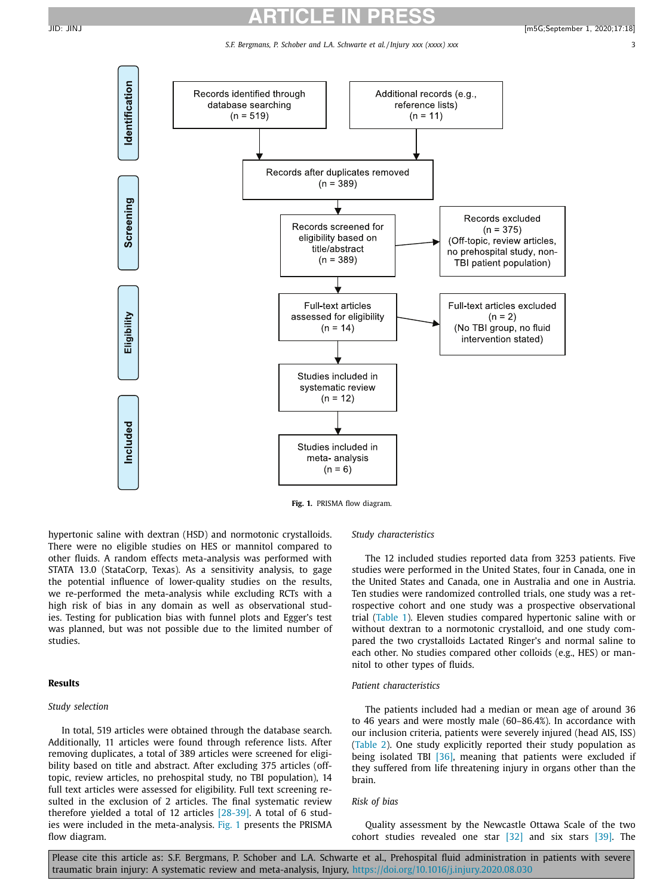Identification

Records identified through database searching (n = 519)

Additional records (e.g., reference lists) (n = 11)

Screening

Records after duplicates removed (n = 389)

Records screened for eligibility based on title/abstract (n = 389)

Records excluded (n = 375) (Off-topic, review articles, no prehospital study, non-TBI patient population)

Eligibility

Full-text articles assessed for eligibility (n = 14)

Full-text articles excluded (n = 2) (No TBI group, no fluid intervention stated)

Studies included in systematic review (n = 12)

Included

Studies included in meta- analysis (n = 6)

**Fig. 1.** PRISMA flow diagram.

hypertonic saline with dextran (HSD) and normotonic crystalloids. There were no eligible studies on HES or mannitol compared to other fluids. A random effects meta-analysis was performed with STATA 13.0 (StataCorp, Texas). As a sensitivity analysis, to gage the potential influence of lower-quality studies on the results, we re-performed the meta-analysis while excluding RCTs with a high risk of bias in any domain as well as observational studies. Testing for publication bias with funnel plots and Egger's test was planned, but was not possible due to the limited number of studies.

## Results

### Study selection

In total, 519 articles were obtained through the database search. Additionally, 11 articles were found through reference lists. After removing duplicates, a total of 389 articles were screened for eligibility based on title and abstract. After excluding 375 articles (off-topic, review articles, no prehospital study, no TBI population), 14 full text articles were assessed for eligibility. Full text screening resulted in the exclusion of 2 articles. The final systematic review therefore yielded a total of 12 articles [28-39]. A total of 6 studies were included in the meta-analysis. Fig. 1 presents the PRISMA flow diagram.

### Study characteristics

The 12 included studies reported data from 3253 patients. Five studies were performed in the United States, four in Canada, one in the United States and Canada, one in Australia and one in Austria. Ten studies were randomized controlled trials, one study was a retrospective cohort and one study was a prospective observational trial (Table 1). Eleven studies compared hypertonic saline with or without dextran to a normotonic crystalloid, and one study compared the two crystalloids Lactated Ringer's and normal saline to each other. No studies compared other colloids (e.g., HES) or mannitol to other types of fluids.

### Patient characteristics

The patients included had a median or mean age of around 36 to 46 years and were mostly male (60–86.4%). In accordance with our inclusion criteria, patients were severely injured (head AIS, ISS) (Table 2). One study explicitly reported their study population as being isolated TBI [36], meaning that patients were excluded if they suffered from life threatening injury in organs other than the brain.

### Risk of bias

Quality assessment by the Newcastle Ottawa Scale of the two cohort studies revealed one star [32] and six stars [39]. The

Please cite this article as: S.F. Bergmans, P. Schober and L.A. Schwarte et al., Prehospital fluid administration in patients with severe traumatic brain injury: A systematic review and meta-analysis, Injury, https://doi.org/10.1016/j.injury.2020.08.030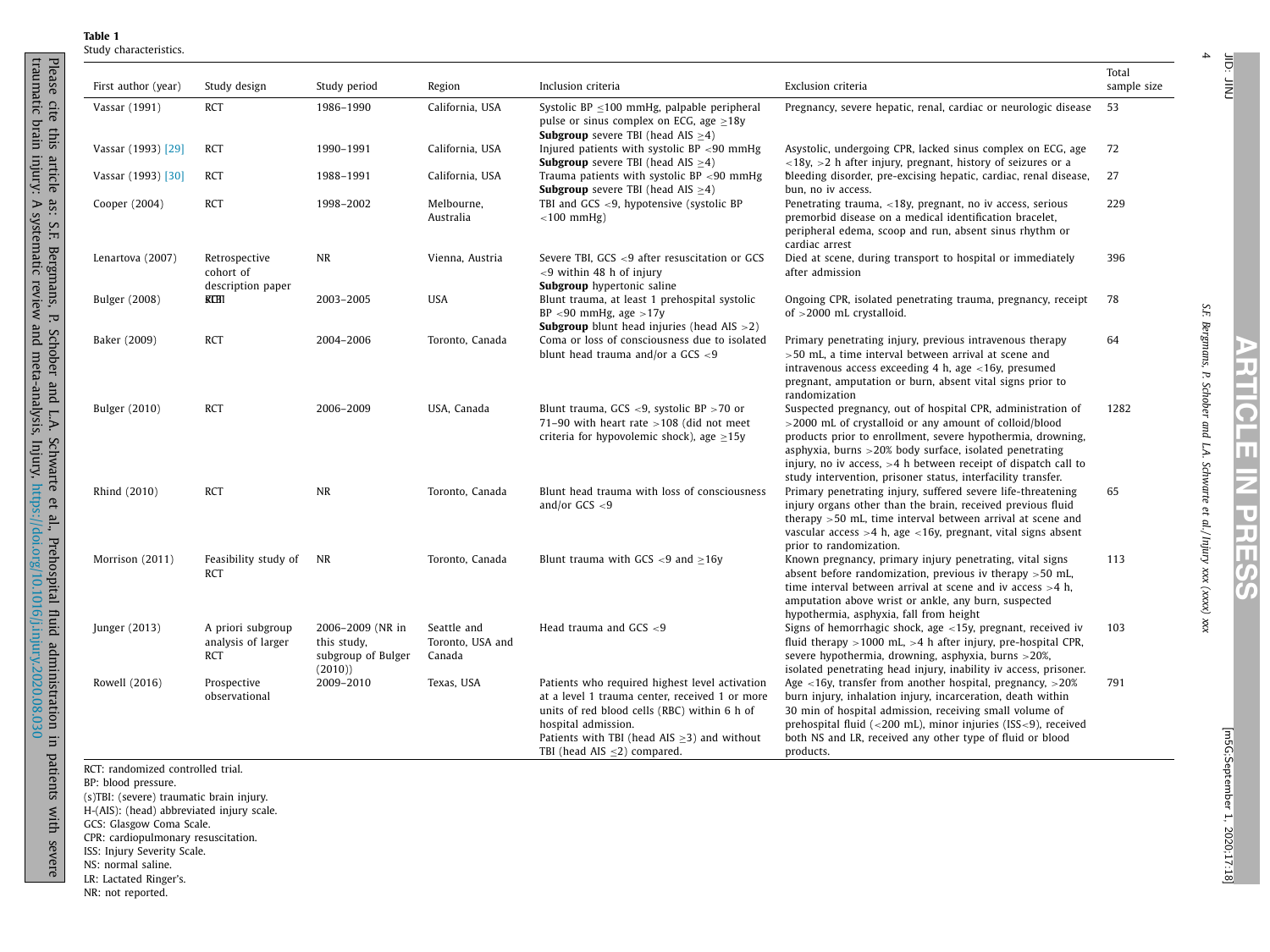**Table 1**
Study characteristics.

| First author (year) | Study design | Study period | Region | Inclusion criteria | Exclusion criteria | Total sample size |
|---|---|---|---|---|---|---|
| Vassar (1991) | RCT | 1986–1990 | California, USA | Systolic BP ≤100 mmHg, palpable peripheral pulse or sinus complex on ECG, age ≥18y **Subgroup** severe TBI (head AIS ≥4) | Pregnancy, severe hepatic, renal, cardiac or neurologic disease | 53 |
| Vassar (1993) [29] | RCT | 1990–1991 | California, USA | Injured patients with systolic BP <90 mmHg **Subgroup** severe TBI (head AIS ≥4) | Asystolic, undergoing CPR, lacked sinus complex on ECG, age <18y, >2 h after injury, pregnant, history of seizures or a bleeding disorder, pre-excising hepatic, cardiac, renal disease, bun, no iv access. | 72 |
| Vassar (1993) [30] | RCT | 1988–1991 | California, USA | Trauma patients with systolic BP <90 mmHg **Subgroup** severe TBI (head AIS ≥4) | | 27 |
| Cooper (2004) | RCT | 1998–2002 | Melbourne, Australia | TBI and GCS <9, hypotensive (systolic BP <100 mmHg) | Penetrating trauma, <18y, pregnant, no iv access, serious premorbid disease on a medical identification bracelet, peripheral edema, scoop and run, absent sinus rhythm or cardiac arrest | 229 |
| Lenartova (2007) | Retrospective cohort of description paper | NR | Vienna, Austria | Severe TBI, GCS <9 after resuscitation or GCS <9 within 48 h of injury **Subgroup** hypertonic saline | Died at scene, during transport to hospital or immediately after admission | 396 |
| Bulger (2008) | RCT | 2003–2005 | USA | Blunt trauma, at least 1 prehospital systolic BP <90 mmHg, age >17y **Subgroup** blunt head injuries (head AIS >2) | Ongoing CPR, isolated penetrating trauma, pregnancy, receipt of >2000 mL crystalloid. | 78 |
| Baker (2009) | RCT | 2004–2006 | Toronto, Canada | Coma or loss of consciousness due to isolated blunt head trauma and/or a GCS <9 | Primary penetrating injury, previous intravenous therapy >50 mL, a time interval between arrival at scene and intravenous access exceeding 4 h, age <16y, presumed pregnant, amputation or burn, absent vital signs prior to randomization | 64 |
| Bulger (2010) | RCT | 2006–2009 | USA, Canada | Blunt trauma, GCS <9, systolic BP >70 or 71–90 with heart rate >108 (did not meet criteria for hypovolemic shock), age ≥15y | Suspected pregnancy, out of hospital CPR, administration of >2000 mL of crystalloid or any amount of colloid/blood products prior to enrollment, severe hypothermia, drowning, asphyxia, burns >20% body surface, isolated penetrating injury, no iv access, >4 h between receipt of dispatch call to study intervention, prisoner status, interfacility transfer. | 1282 |
| Rhind (2010) | RCT | NR | Toronto, Canada | Blunt head trauma with loss of consciousness and/or GCS <9 | Primary penetrating injury, suffered severe life-threatening injury organs other than the brain, received previous fluid therapy >50 mL, time interval between arrival at scene and vascular access >4 h, age <16y, pregnant, vital signs absent prior to randomization. | 65 |
| Morrison (2011) | Feasibility study of RCT | NR | Toronto, Canada | Blunt trauma with GCS <9 and ≥16y | Known pregnancy, primary injury penetrating, vital signs absent before randomization, previous iv therapy >50 mL, time interval between arrival at scene and iv access >4 h, amputation above wrist or ankle, any burn, suspected hypothermia, asphyxia, fall from height | 113 |
| Junger (2013) | A priori subgroup analysis of larger RCT | 2006–2009 (NR in this study, subgroup of Bulger (2010)) | Seattle and Toronto, USA and Canada | Head trauma and GCS <9 | Signs of hemorrhagic shock, age <15y, pregnant, received iv fluid therapy >1000 mL, >4 h after injury, pre-hospital CPR, severe hypothermia, drowning, asphyxia, burns >20%, isolated penetrating head injury, inability iv access, prisoner. | 103 |
| Rowell (2016) | Prospective observational | 2009–2010 | Texas, USA | Patients who required highest level activation at a level 1 trauma center, received 1 or more units of red blood cells (RBC) within 6 h of hospital admission. Patients with TBI (head AIS ≥3) and without TBI (head AIS ≤2) compared. | Age <16y, transfer from another hospital, pregnancy, >20% burn injury, inhalation injury, incarceration, death within 30 min of hospital admission, receiving small volume of prehospital fluid (<200 mL), minor injuries (ISS<9), received both NS and LR, received any other type of fluid or blood products. | 791 |

RCT: randomized controlled trial.
BP: blood pressure.
(s)TBI: (severe) traumatic brain injury.
H-(AIS): (head) abbreviated injury scale.
GCS: Glasgow Coma Scale.
CPR: cardiopulmonary resuscitation.
ISS: Injury Severity Scale.
NS: normal saline.
LR: Lactated Ringer's.
NR: not reported.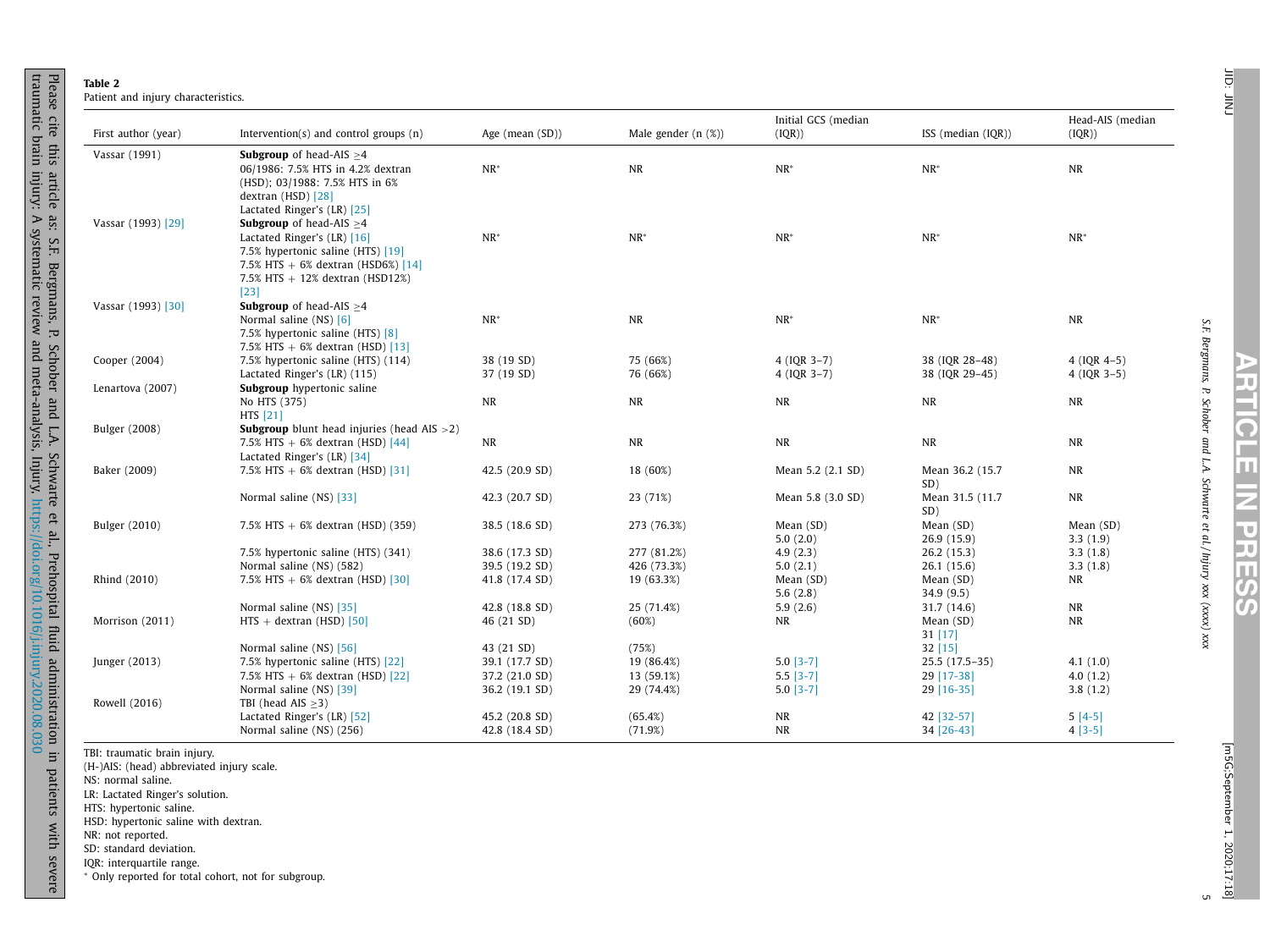**Table 2**
Patient and injury characteristics.

| First author (year) | Intervention(s) and control groups (n) | Age (mean (SD)) | Male gender (n (%)) | Initial GCS (median (IQR)) | ISS (median (IQR)) | Head-AIS (median (IQR)) |
|---|---|---|---|---|---|---|
| Vassar (1991) | **Subgroup** of head-AIS ≥4 | | | | | |
| | 06/1986: 7.5% HTS in 4.2% dextran (HSD); 03/1988: 7.5% HTS in 6% dextran (HSD) [28] | NR* | NR | NR* | NR* | NR |
| | Lactated Ringer's (LR) [25] | | | | | |
| Vassar (1993) [29] | **Subgroup** of head-AIS ≥4 | | | | | |
| | Lactated Ringer's (LR) [16] | NR* | NR* | NR* | NR* | NR* |
| | 7.5% hypertonic saline (HTS) [19] | | | | | |
| | 7.5% HTS + 6% dextran (HSD6%) [14] | | | | | |
| | 7.5% HTS + 12% dextran (HSD12%) [23] | | | | | |
| Vassar (1993) [30] | **Subgroup** of head-AIS ≥4 | | | | | |
| | Normal saline (NS) [6] | NR* | NR | NR* | NR* | NR |
| | 7.5% hypertonic saline (HTS) [8] | | | | | |
| | 7.5% HTS + 6% dextran (HSD) [13] | | | | | |
| Cooper (2004) | 7.5% hypertonic saline (HTS) (114) | 38 (19 SD) | 75 (66%) | 4 (IQR 3–7) | 38 (IQR 28–48) | 4 (IQR 4–5) |
| | Lactated Ringer's (LR) (115) | 37 (19 SD) | 76 (66%) | 4 (IQR 3–7) | 38 (IQR 29–45) | 4 (IQR 3–5) |
| Lenartova (2007) | **Subgroup** hypertonic saline | | | | | |
| | No HTS (375) | NR | NR | NR | NR | NR |
| | HTS [21] | | | | | |
| Bulger (2008) | **Subgroup** blunt head injuries (head AIS >2) | | | | | |
| | 7.5% HTS + 6% dextran (HSD) [44] | NR | NR | NR | NR | NR |
| | Lactated Ringer's (LR) [34] | | | | | |
| Baker (2009) | 7.5% HTS + 6% dextran (HSD) [31] | 42.5 (20.9 SD) | 18 (60%) | Mean 5.2 (2.1 SD) | Mean 36.2 (15.7 SD) | NR |
| | Normal saline (NS) [33] | 42.3 (20.7 SD) | 23 (71%) | Mean 5.8 (3.0 SD) | Mean 31.5 (11.7 SD) | NR |
| Bulger (2010) | 7.5% HTS + 6% dextran (HSD) (359) | 38.5 (18.6 SD) | 273 (76.3%) | Mean (SD) 5.0 (2.0) | Mean (SD) 26.9 (15.9) | Mean (SD) 3.3 (1.9) |
| | 7.5% hypertonic saline (HTS) (341) | 38.6 (17.3 SD) | 277 (81.2%) | 4.9 (2.3) | 26.2 (15.3) | 3.3 (1.8) |
| | Normal saline (NS) (582) | 39.5 (19.2 SD) | 426 (73.3%) | 5.0 (2.1) | 26.1 (15.6) | 3.3 (1.8) |
| Rhind (2010) | 7.5% HTS + 6% dextran (HSD) [30] | 41.8 (17.4 SD) | 19 (63.3%) | Mean (SD) 5.6 (2.8) | Mean (SD) 34.9 (9.5) | NR |
| | Normal saline (NS) [35] | 42.8 (18.8 SD) | 25 (71.4%) | 5.9 (2.6) | 31.7 (14.6) | NR |
| Morrison (2011) | HTS + dextran (HSD) [50] | 46 (21 SD) | (60%) | NR | Mean (SD) 31 [17] | NR |
| | Normal saline (NS) [56] | 43 (21 SD) | (75%) | | 32 [15] | |
| Junger (2013) | 7.5% hypertonic saline (HTS) [22] | 39.1 (17.7 SD) | 19 (86.4%) | 5.0 [3-7] | 25.5 (17.5–35) | 4.1 (1.0) |
| | 7.5% HTS + 6% dextran (HSD) [22] | 37.2 (21.0 SD) | 13 (59.1%) | 5.5 [3-7] | 29 [17-38] | 4.0 (1.2) |
| | Normal saline (NS) [39] | 36.2 (19.1 SD) | 29 (74.4%) | 5.0 [3-7] | 29 [16-35] | 3.8 (1.2) |
| Rowell (2016) | TBI (head AIS ≥3) | | | | | |
| | Lactated Ringer's (LR) [52] | 45.2 (20.8 SD) | (65.4%) | NR | 42 [32-57] | 5 [4-5] |
| | Normal saline (NS) (256) | 42.8 (18.4 SD) | (71.9%) | NR | 34 [26-43] | 4 [3-5] |

TBI: traumatic brain injury.
(H-)AIS: (head) abbreviated injury scale.
NS: normal saline.
LR: Lactated Ringer's solution.
HTS: hypertonic saline.
HSD: hypertonic saline with dextran.
NR: not reported.
SD: standard deviation.
IQR: interquartile range.
\* Only reported for total cohort, not for subgroup.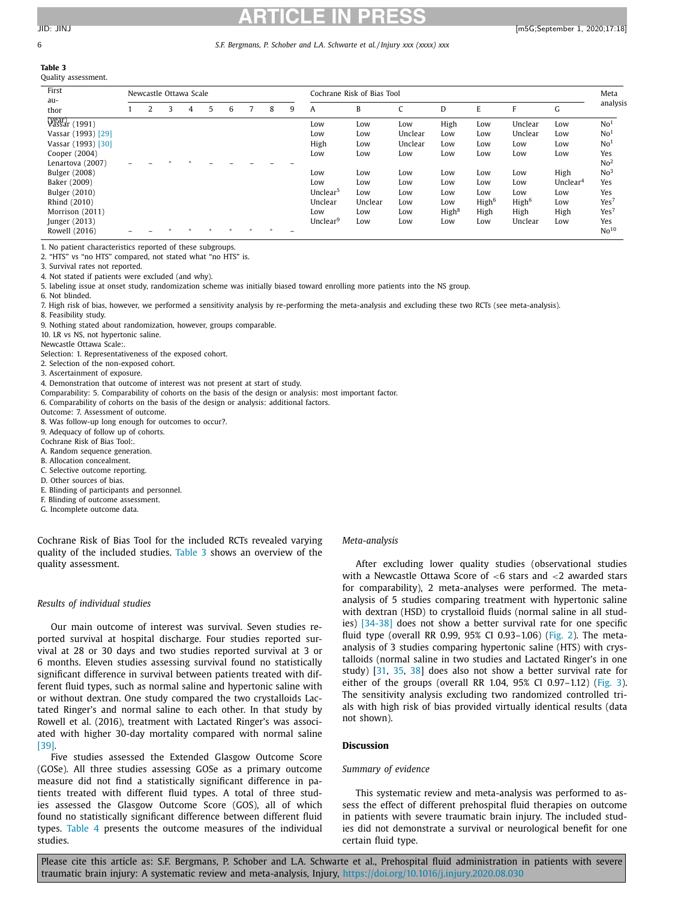**Table 3**
Quality assessment.

| First author (year) | Newcastle Ottawa Scale | | | | | | | | | Cochrane Risk of Bias Tool | | | | | | | Meta analysis |
|---|---|---|---|---|---|---|---|---|---|---|---|---|---|---|---|---|---|
| | 1 | 2 | 3 | 4 | 5 | 6 | 7 | 8 | 9 | A | B | C | D | E | F | G | |
| Vassar (1991) | | | | | | | | | | Low | Low | Low | High | Low | Unclear | Low | No[1] |
| Vassar (1993) [29] | | | | | | | | | | Low | Low | Unclear | Low | Low | Unclear | Low | No[1] |
| Vassar (1993) [30] | | | | | | | | | | High | Low | Unclear | Low | Low | Low | Low | No[1] |
| Cooper (2004) | | | | | | | | | | Low | Low | Low | Low | Low | Low | Low | Yes |
| Lenartova (2007) | – | – | * | * | – | – | – | – | – | | | | | | | | No[2] |
| Bulger (2008) | | | | | | | | | | Low | Low | Low | Low | Low | Low | High | No[3] |
| Baker (2009) | | | | | | | | | | Low | Low | Low | Low | Low | Low | Unclear[4] | Yes |
| Bulger (2010) | | | | | | | | | | Unclear[5] | Low | Low | Low | Low | Low | Low | Yes |
| Rhind (2010) | | | | | | | | | | Unclear | Unclear | Low | Low | High[6] | High[6] | Low | Yes[7] |
| Morrison (2011) | | | | | | | | | | Low | Low | Low | High[8] | High | High | High | Yes[7] |
| Junger (2013) | | | | | | | | | | Unclear[9] | Low | Low | Low | Low | Unclear | Low | Yes |
| Rowell (2016) | – | – | * | * | * | * | * | * | – | | | | | | | | No[10] |

1. No patient characteristics reported of these subgroups.
2. "HTS" vs "no HTS" compared, not stated what "no HTS" is.
3. Survival rates not reported.
4. Not stated if patients were excluded (and why).
5. labeling issue at onset study, randomization scheme was initially biased toward enrolling more patients into the NS group.
6. Not blinded.
7. High risk of bias, however, we performed a sensitivity analysis by re-performing the meta-analysis and excluding these two RCTs (see meta-analysis).
8. Feasibility study.
9. Nothing stated about randomization, however, groups comparable.
10. LR vs NS, not hypertonic saline.

Newcastle Ottawa Scale:.
Selection: 1. Representativeness of the exposed cohort.
2. Selection of the non-exposed cohort.
3. Ascertainment of exposure.
4. Demonstration that outcome of interest was not present at start of study.
Comparability: 5. Comparability of cohorts on the basis of the design or analysis: most important factor.
6. Comparability of cohorts on the basis of the design or analysis: additional factors.
Outcome: 7. Assessment of outcome.
8. Was follow-up long enough for outcomes to occur?.
9. Adequacy of follow up of cohorts.
Cochrane Risk of Bias Tool:.
A. Random sequence generation.
B. Allocation concealment.
C. Selective outcome reporting.
D. Other sources of bias.
E. Blinding of participants and personnel.
F. Blinding of outcome assessment.
G. Incomplete outcome data.

Cochrane Risk of Bias Tool for the included RCTs revealed varying quality of the included studies. Table 3 shows an overview of the quality assessment.

### Results of individual studies

Our main outcome of interest was survival. Seven studies reported survival at hospital discharge. Four studies reported survival at 28 or 30 days and two studies reported survival at 3 or 6 months. Eleven studies assessing survival found no statistically significant difference in survival between patients treated with different fluid types, such as normal saline and hypertonic saline with or without dextran. One study compared the two crystalloids Lactated Ringer's and normal saline to each other. In that study by Rowell et al. (2016), treatment with Lactated Ringer's was associated with higher 30-day mortality compared with normal saline [39].

Five studies assessed the Extended Glasgow Outcome Score (GOSe). All three studies assessing GOSe as a primary outcome measure did not find a statistically significant difference in patients treated with different fluid types. A total of three studies assessed the Glasgow Outcome Score (GOS), all of which found no statistically significant difference between different fluid types. Table 4 presents the outcome measures of the individual studies.

### Meta-analysis

After excluding lower quality studies (observational studies with a Newcastle Ottawa Score of <6 stars and <2 awarded stars for comparability), 2 meta-analyses were performed. The meta-analysis of 5 studies comparing treatment with hypertonic saline with dextran (HSD) to crystalloid fluids (normal saline in all studies) [34-38] does not show a better survival rate for one specific fluid type (overall RR 0.99, 95% CI 0.93–1.06) (Fig. 2). The meta-analysis of 3 studies comparing hypertonic saline (HTS) with crystalloids (normal saline in two studies and Lactated Ringer's in one study) [31, 35, 38] does also not show a better survival rate for either of the groups (overall RR 1.04, 95% CI 0.97–1.12) (Fig. 3). The sensitivity analysis excluding two randomized controlled trials with high risk of bias provided virtually identical results (data not shown).

## Discussion

### Summary of evidence

This systematic review and meta-analysis was performed to assess the effect of different prehospital fluid therapies on outcome in patients with severe traumatic brain injury. The included studies did not demonstrate a survival or neurological benefit for one certain fluid type.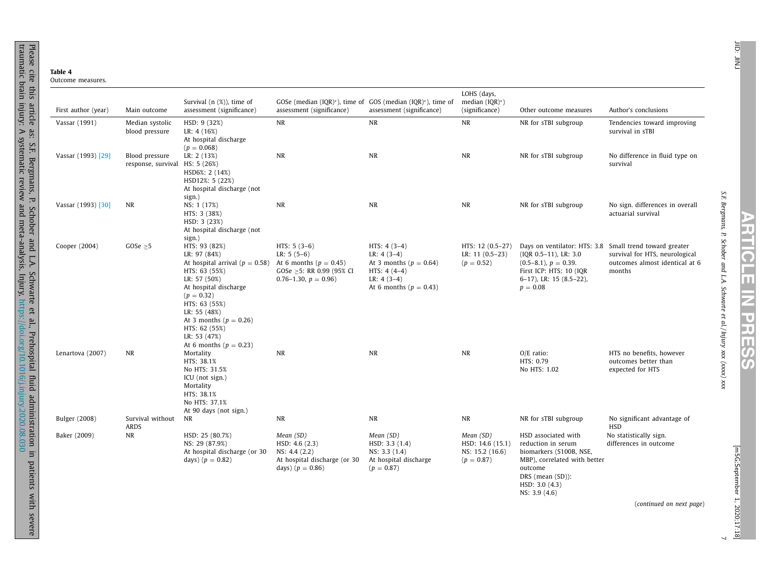**Table 4**
Outcome measures.

| First author (year) | Main outcome | Survival (n (%)), time of assessment (significance) | GOSe (median (IQR)*), time of assessment (significance) | GOS (median (IQR)*), time of assessment (significance) | LOHS (days, median (IQR)*) (significance) | Other outcome measures | Author's conclusions |
|---|---|---|---|---|---|---|---|
| Vassar (1991) | Median systolic blood pressure | HSD: 9 (32%)<br>LR: 4 (16%)<br>At hospital discharge<br>($p = 0.068$) | NR | NR | NR | NR for sTBI subgroup | Tendencies toward improving survival in sTBI |
| Vassar (1993) [29] | Blood pressure response, survival | LR: 2 (13%)<br>HS: 5 (26%)<br>HSD6%: 2 (14%)<br>HSD12%: 5 (22%)<br>At hospital discharge (not sign.) | NR | NR | NR | NR for sTBI subgroup | No difference in fluid type on survival |
| Vassar (1993) [30] | NR | NS: 1 (17%)<br>HTS: 3 (38%)<br>HSD: 3 (23%)<br>At hospital discharge (not sign.) | NR | NR | NR | NR for sTBI subgroup | No sign. differences in overall actuarial survival |
| Cooper (2004) | GOSe ≥5 | HTS: 93 (82%)<br>LR: 97 (84%)<br>At hospital arrival ($p = 0.58$)<br>HTS: 63 (55%)<br>LR: 57 (50%)<br>At hospital discharge<br>($p = 0.32$)<br>HTS: 63 (55%)<br>LR: 55 (48%)<br>At 3 months ($p = 0.26$)<br>HTS: 62 (55%)<br>LR: 53 (47%)<br>At 6 months ($p = 0.23$) | HTS: 5 (3–6)<br>LR: 5 (5–6)<br>At 6 months ($p = 0.45$)<br>GOSe ≥5: RR 0.99 (95% CI 0.76–1.30, $p = 0.96$) | HTS: 4 (3–4)<br>LR: 4 (3–4)<br>At 3 months ($p = 0.64$)<br>HTS: 4 (4–4)<br>LR: 4 (3–4)<br>At 6 months ($p = 0.43$) | HTS: 12 (0.5–27)<br>LR: 11 (0.5–23)<br>($p = 0.52$) | Days on ventilator: HTS: 3.8 (IQR 0.5–11), LR: 3.0 (0.5–8.1), $p = 0.39$.<br>First ICP: HTS: 10 (IQR 6–17), LR: 15 (8.5–22), $p = 0.08$ | Small trend toward greater survival for HTS, neurological outcomes almost identical at 6 months |
| Lenartova (2007) | NR | Mortality<br>HTS: 38.1%<br>No HTS: 31.5%<br>ICU (not sign.)<br>Mortality<br>HTS: 38.1%<br>No HTS: 37.1%<br>At 90 days (not sign.) | NR | NR | NR | O/E ratio:<br>HTS: 0.79<br>No HTS: 1.02 | HTS no benefits, however outcomes better than expected for HTS |
| Bulger (2008) | Survival without ARDS | NR | NR | NR | NR | NR for sTBI subgroup | No significant advantage of HSD |
| Baker (2009) | NR | HSD: 25 (80.7%)<br>NS: 29 (87.9%)<br>At hospital discharge (or 30 days) ($p = 0.82$) | *Mean (SD)*<br>HSD: 4.6 (2.3)<br>NS: 4.4 (2.2)<br>At hospital discharge (or 30 days) ($p = 0.86$) | *Mean (SD)*<br>HSD: 3.3 (1.4)<br>NS: 3.3 (1.4)<br>At hospital discharge<br>($p = 0.87$) | *Mean (SD)*<br>HSD: 14.6 (15.1)<br>NS: 15.2 (16.6)<br>($p = 0.87$) | HSD associated with reduction in serum biomarkers (S100B, NSE, MBP), correlated with better outcome<br>DRS (mean (SD)):<br>HSD: 3.0 (4.3)<br>NS: 3.9 (4.6) | No statistically sign. differences in outcome |

(*continued on next page*)

Please cite this article as: S.F. Bergmans, P. Schober and L.A. Schwarte et al., Prehospital fluid administration in patients with severe traumatic brain injury: A systematic review and meta-analysis, Injury, https://doi.org/10.1016/j.injury.2020.08.030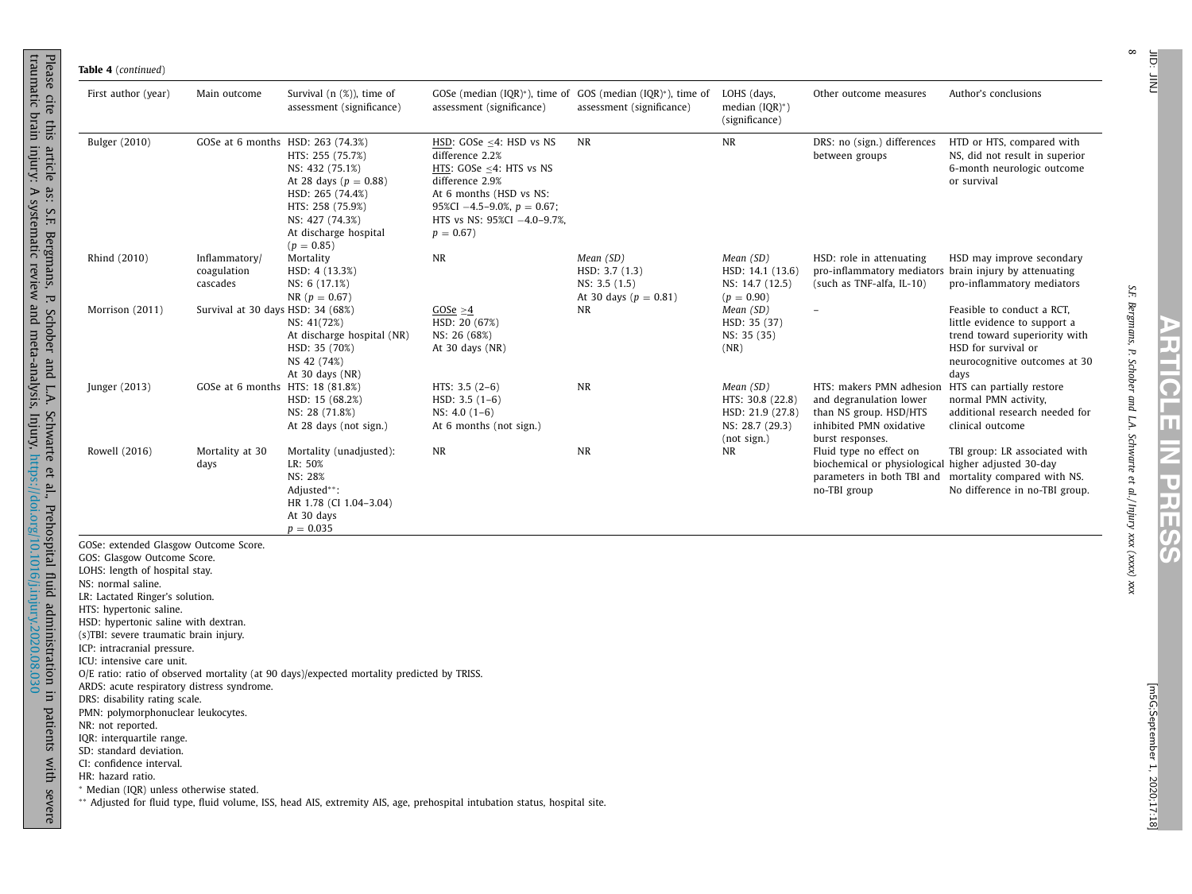**Table 4** (*continued*)

| First author (year) | Main outcome | Survival (n (%)), time of assessment (significance) | GOSe (median (IQR)*), time of assessment (significance) | GOS (median (IQR)*), time of assessment (significance) | LOHS (days, median (IQR)*) (significance) | Other outcome measures | Author's conclusions |
|---|---|---|---|---|---|---|---|
| Bulger (2010) | GOSe at 6 months | HSD: 263 (74.3%) HTS: 255 (75.7%) NS: 432 (75.1%) At 28 days ($p = 0.88$) HSD: 265 (74.4%) HTS: 258 (75.9%) NS: 427 (74.3%) At discharge hospital ($p = 0.85$) | HSD: GOSe ≤4: HSD vs NS difference 2.2% HTS: GOSe ≤4: HTS vs NS difference 2.9% At 6 months (HSD vs NS: 95%CI −4.5–9.0%, $p = 0.67$; HTS vs NS: 95%CI −4.0–9.7%, $p = 0.67$) | NR | NR | DRS: no (sign.) differences between groups | HTD or HTS, compared with NS, did not result in superior 6-month neurologic outcome or survival |
| Rhind (2010) | Inflammatory/ coagulation cascades | Mortality HSD: 4 (13.3%) NS: 6 (17.1%) NR ($p = 0.67$) | NR | *Mean (SD)* HSD: 3.7 (1.3) NS: 3.5 (1.5) At 30 days ($p = 0.81$) | *Mean (SD)* HSD: 14.1 (13.6) NS: 14.7 (12.5) ($p = 0.90$) | HSD: role in attenuating pro-inflammatory mediators (such as TNF-alfa, IL-10) | HSD may improve secondary brain injury by attenuating pro-inflammatory mediators |
| Morrison (2011) | Survival at 30 days | HSD: 34 (68%) NS: 41(72%) At discharge hospital (NR) HSD: 35 (70%) NS 42 (74%) At 30 days (NR) | GOSe ≥4 HSD: 20 (67%) NS: 26 (68%) At 30 days (NR) | NR | *Mean (SD)* HSD: 35 (37) NS: 35 (35) (NR) | – | Feasible to conduct a RCT, little evidence to support a trend toward superiority with HSD for survival or neurocognitive outcomes at 30 days |
| Junger (2013) | GOSe at 6 months | HTS: 18 (81.8%) HSD: 15 (68.2%) NS: 28 (71.8%) At 28 days (not sign.) | HTS: 3.5 (2–6) HSD: 3.5 (1–6) NS: 4.0 (1–6) At 6 months (not sign.) | NR | *Mean (SD)* HTS: 30.8 (22.8) HSD: 21.9 (27.8) NS: 28.7 (29.3) (not sign.) | HTS: makers PMN adhesion and degranulation lower than NS group. HSD/HTS inhibited PMN oxidative burst responses. | HTS can partially restore normal PMN activity, additional research needed for clinical outcome |
| Rowell (2016) | Mortality at 30 days | Mortality (unadjusted): LR: 50% NS: 28% Adjusted**: HR 1.78 (CI 1.04–3.04) At 30 days $p = 0.035$ | NR | NR | NR | Fluid type no effect on biochemical or physiological parameters in both TBI and no-TBI group | TBI group: LR associated with higher adjusted 30-day mortality compared with NS. No difference in no-TBI group. |

GOSe: extended Glasgow Outcome Score.
GOS: Glasgow Outcome Score.
LOHS: length of hospital stay.
NS: normal saline.
LR: Lactated Ringer's solution.
HTS: hypertonic saline.
HSD: hypertonic saline with dextran.
(s)TBI: severe traumatic brain injury.
ICP: intracranial pressure.
ICU: intensive care unit.
O/E ratio: ratio of observed mortality (at 90 days)/expected mortality predicted by TRISS.
ARDS: acute respiratory distress syndrome.
DRS: disability rating scale.
PMN: polymorphonuclear leukocytes.
NR: not reported.
IQR: interquartile range.
SD: standard deviation.
CI: confidence interval.
HR: hazard ratio.
* Median (IQR) unless otherwise stated.
** Adjusted for fluid type, fluid volume, ISS, head AIS, extremity AIS, age, prehospital intubation status, hospital site.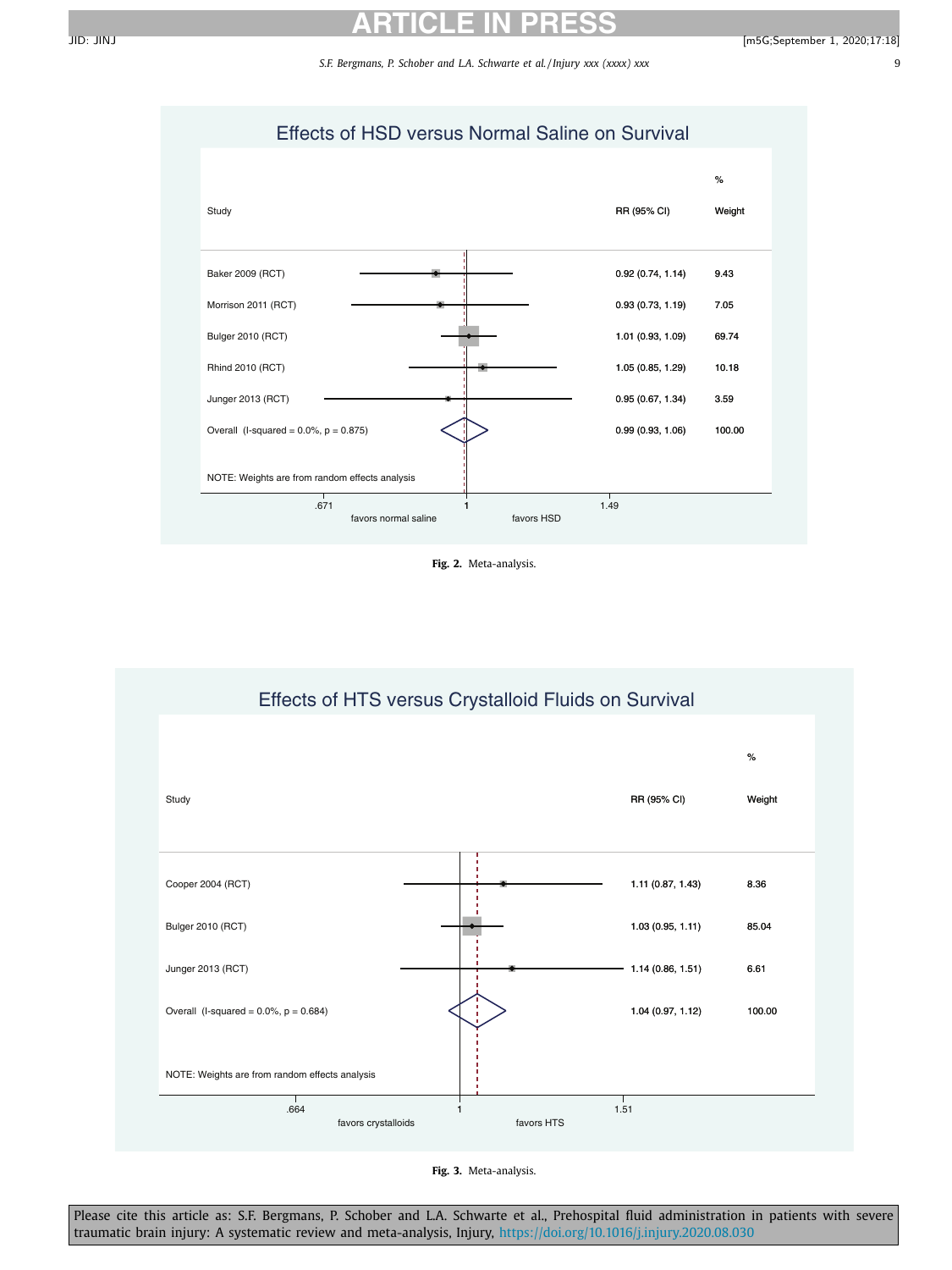**Effects of HSD versus Normal Saline on Survival**

| Study | RR (95% CI) | % Weight |
|---|---|---|
| Baker 2009 (RCT) | 0.92 (0.74, 1.14) | 9.43 |
| Morrison 2011 (RCT) | 0.93 (0.73, 1.19) | 7.05 |
| Bulger 2010 (RCT) | 1.01 (0.93, 1.09) | 69.74 |
| Rhind 2010 (RCT) | 1.05 (0.85, 1.29) | 10.18 |
| Junger 2013 (RCT) | 0.95 (0.67, 1.34) | 3.59 |
| Overall (I-squared = 0.0%, p = 0.875) | 0.99 (0.93, 1.06) | 100.00 |

NOTE: Weights are from random effects analysis

Axis: .671 — 1 — 1.49; favors normal saline / favors HSD

**Fig. 2.** Meta-analysis.

**Effects of HTS versus Crystalloid Fluids on Survival**

| Study | RR (95% CI) | % Weight |
|---|---|---|
| Cooper 2004 (RCT) | 1.11 (0.87, 1.43) | 8.36 |
| Bulger 2010 (RCT) | 1.03 (0.95, 1.11) | 85.04 |
| Junger 2013 (RCT) | 1.14 (0.86, 1.51) | 6.61 |
| Overall (I-squared = 0.0%, p = 0.684) | 1.04 (0.97, 1.12) | 100.00 |

NOTE: Weights are from random effects analysis

Axis: .664 — 1 — 1.51; favors crystalloids / favors HTS

**Fig. 3.** Meta-analysis.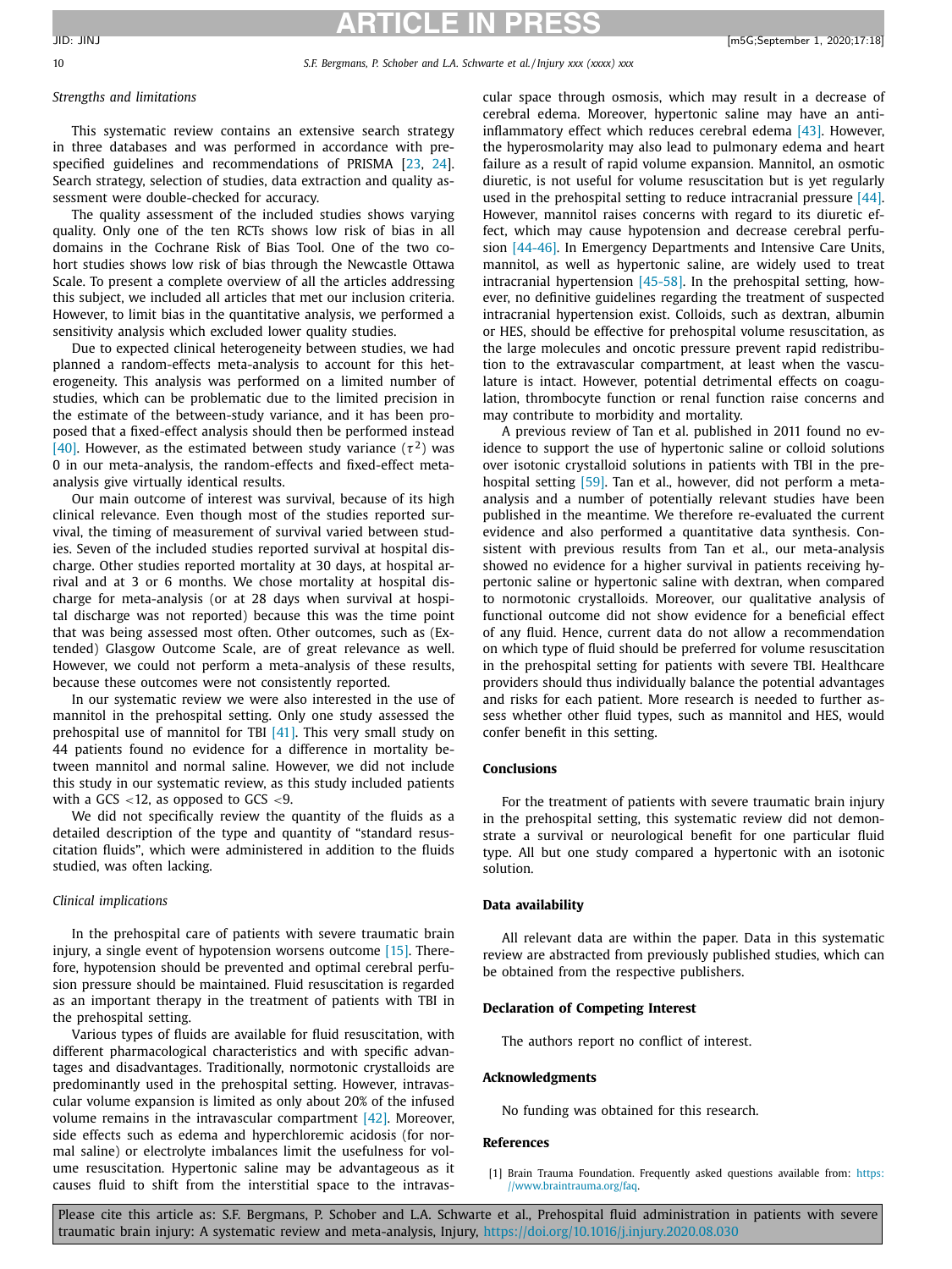### *Strengths and limitations*

This systematic review contains an extensive search strategy in three databases and was performed in accordance with prespecified guidelines and recommendations of PRISMA [23, 24]. Search strategy, selection of studies, data extraction and quality assessment were double-checked for accuracy.

The quality assessment of the included studies shows varying quality. Only one of the ten RCTs shows low risk of bias in all domains in the Cochrane Risk of Bias Tool. One of the two cohort studies shows low risk of bias through the Newcastle Ottawa Scale. To present a complete overview of all the articles addressing this subject, we included all articles that met our inclusion criteria. However, to limit bias in the quantitative analysis, we performed a sensitivity analysis which excluded lower quality studies.

Due to expected clinical heterogeneity between studies, we had planned a random-effects meta-analysis to account for this heterogeneity. This analysis was performed on a limited number of studies, which can be problematic due to the limited precision in the estimate of the between-study variance, and it has been proposed that a fixed-effect analysis should then be performed instead [40]. However, as the estimated between study variance ($\tau^2$) was 0 in our meta-analysis, the random-effects and fixed-effect meta-analysis give virtually identical results.

Our main outcome of interest was survival, because of its high clinical relevance. Even though most of the studies reported survival, the timing of measurement of survival varied between studies. Seven of the included studies reported survival at hospital discharge. Other studies reported mortality at 30 days, at hospital arrival and at 3 or 6 months. We chose mortality at hospital discharge for meta-analysis (or at 28 days when survival at hospital discharge was not reported) because this was the time point that was being assessed most often. Other outcomes, such as (Extended) Glasgow Outcome Scale, are of great relevance as well. However, we could not perform a meta-analysis of these results, because these outcomes were not consistently reported.

In our systematic review we were also interested in the use of mannitol in the prehospital setting. Only one study assessed the prehospital use of mannitol for TBI [41]. This very small study on 44 patients found no evidence for a difference in mortality between mannitol and normal saline. However, we did not include this study in our systematic review, as this study included patients with a GCS <12, as opposed to GCS <9.

We did not specifically review the quantity of the fluids as a detailed description of the type and quantity of "standard resuscitation fluids", which were administered in addition to the fluids studied, was often lacking.

### *Clinical implications*

In the prehospital care of patients with severe traumatic brain injury, a single event of hypotension worsens outcome [15]. Therefore, hypotension should be prevented and optimal cerebral perfusion pressure should be maintained. Fluid resuscitation is regarded as an important therapy in the treatment of patients with TBI in the prehospital setting.

Various types of fluids are available for fluid resuscitation, with different pharmacological characteristics and with specific advantages and disadvantages. Traditionally, normotonic crystalloids are predominantly used in the prehospital setting. However, intravascular volume expansion is limited as only about 20% of the infused volume remains in the intravascular compartment [42]. Moreover, side effects such as edema and hyperchloremic acidosis (for normal saline) or electrolyte imbalances limit the usefulness for volume resuscitation. Hypertonic saline may be advantageous as it causes fluid to shift from the interstitial space to the intravascular space through osmosis, which may result in a decrease of cerebral edema. Moreover, hypertonic saline may have an anti-inflammatory effect which reduces cerebral edema [43]. However, the hyperosmolarity may also lead to pulmonary edema and heart failure as a result of rapid volume expansion. Mannitol, an osmotic diuretic, is not useful for volume resuscitation but is yet regularly used in the prehospital setting to reduce intracranial pressure [44]. However, mannitol raises concerns with regard to its diuretic effect, which may cause hypotension and decrease cerebral perfusion [44-46]. In Emergency Departments and Intensive Care Units, mannitol, as well as hypertonic saline, are widely used to treat intracranial hypertension [45-58]. In the prehospital setting, however, no definitive guidelines regarding the treatment of suspected intracranial hypertension exist. Colloids, such as dextran, albumin or HES, should be effective for prehospital volume resuscitation, as the large molecules and oncotic pressure prevent rapid redistribution to the extravascular compartment, at least when the vasculature is intact. However, potential detrimental effects on coagulation, thrombocyte function or renal function raise concerns and may contribute to morbidity and mortality.

A previous review of Tan et al. published in 2011 found no evidence to support the use of hypertonic saline or colloid solutions over isotonic crystalloid solutions in patients with TBI in the prehospital setting [59]. Tan et al., however, did not perform a meta-analysis and a number of potentially relevant studies have been published in the meantime. We therefore re-evaluated the current evidence and also performed a quantitative data synthesis. Consistent with previous results from Tan et al., our meta-analysis showed no evidence for a higher survival in patients receiving hypertonic saline or hypertonic saline with dextran, when compared to normotonic crystalloids. Moreover, our qualitative analysis of functional outcome did not show evidence for a beneficial effect of any fluid. Hence, current data do not allow a recommendation on which type of fluid should be preferred for volume resuscitation in the prehospital setting for patients with severe TBI. Healthcare providers should thus individually balance the potential advantages and risks for each patient. More research is needed to further assess whether other fluid types, such as mannitol and HES, would confer benefit in this setting.

## Conclusions

For the treatment of patients with severe traumatic brain injury in the prehospital setting, this systematic review did not demonstrate a survival or neurological benefit for one particular fluid type. All but one study compared a hypertonic with an isotonic solution.

## Data availability

All relevant data are within the paper. Data in this systematic review are abstracted from previously published studies, which can be obtained from the respective publishers.

## Declaration of Competing Interest

The authors report no conflict of interest.

## Acknowledgments

No funding was obtained for this research.

## References

[1] Brain Trauma Foundation. Frequently asked questions available from: https://www.braintrauma.org/faq.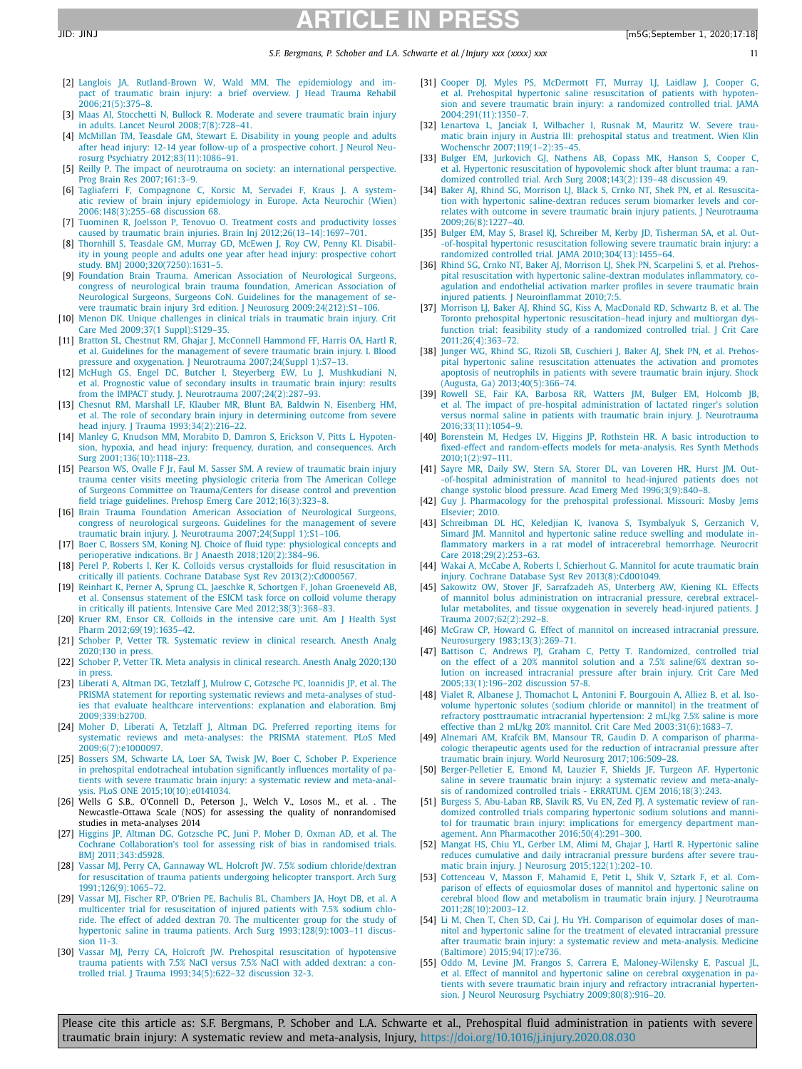[2] Langlois JA, Rutland-Brown W, Wald MM. The epidemiology and impact of traumatic brain injury: a brief overview. J Head Trauma Rehabil 2006;21(5):375–8.

[3] Maas AI, Stocchetti N, Bullock R. Moderate and severe traumatic brain injury in adults. Lancet Neurol 2008;7(8):728–41.

[4] McMillan TM, Teasdale GM, Stewart E. Disability in young people and adults after head injury: 12-14 year follow-up of a prospective cohort. J Neurol Neurosurg Psychiatry 2012;83(11):1086–91.

[5] Reilly P. The impact of neurotrauma on society: an international perspective. Prog Brain Res 2007;161:3–9.

[6] Tagliaferri F, Compagnone C, Korsic M, Servadei F, Kraus J. A systematic review of brain injury epidemiology in Europe. Acta Neurochir (Wien) 2006;148(3):255–68 discussion 68.

[7] Tuominen R, Joelsson P, Tenovuo O. Treatment costs and productivity losses caused by traumatic brain injuries. Brain Inj 2012;26(13–14):1697–701.

[8] Thornhill S, Teasdale GM, Murray GD, McEwen J, Roy CW, Penny KI. Disability in young people and adults one year after head injury: prospective cohort study. BMJ 2000;320(7250):1631–5.

[9] Foundation Brain Trauma. American Association of Neurological Surgeons, congress of neurological brain trauma foundation, American Association of Neurological Surgeons, Surgeons CoN. Guidelines for the management of severe traumatic brain injury 3rd edition. J Neurosurg 2009;24(212):S1–106.

[10] Menon DK. Unique challenges in clinical trials in traumatic brain injury. Crit Care Med 2009;37(1 Suppl):S129–35.

[11] Bratton SL, Chestnut RM, Ghajar J, McConnell Hammond FF, Harris OA, Hartl R, et al. Guidelines for the management of severe traumatic brain injury. I. Blood pressure and oxygenation. J Neurotrauma 2007;24(Suppl 1):S7–13.

[12] McHugh GS, Engel DC, Butcher I, Steyerberg EW, Lu J, Mushkudiani N, et al. Prognostic value of secondary insults in traumatic brain injury: results from the IMPACT study. J. Neurotrauma 2007;24(2):287–93.

[13] Chesnut RM, Marshall LF, Klauber MR, Blunt BA, Baldwin N, Eisenberg HM, et al. The role of secondary brain injury in determining outcome from severe head injury. J Trauma 1993;34(2):216–22.

[14] Manley G, Knudson MM, Morabito D, Damron S, Erickson V, Pitts L. Hypotension, hypoxia, and head injury: frequency, duration, and consequences. Arch Surg 2001;136(10):1118–23.

[15] Pearson WS, Ovalle F Jr, Faul M, Sasser SM. A review of traumatic brain injury trauma center visits meeting physiologic criteria from The American College of Surgeons Committee on Trauma/Centers for disease control and prevention field triage guidelines. Prehosp Emerg Care 2012;16(3):323–8.

[16] Brain Trauma Foundation American Association of Neurological Surgeons, congress of neurological surgeons. Guidelines for the management of severe traumatic brain injury. J. Neurotrauma 2007;24(Suppl 1):S1–106.

[17] Boer C, Bossers SM, Koning NJ. Choice of fluid type: physiological concepts and perioperative indications. Br J Anaesth 2018;120(2):384–96.

[18] Perel P, Roberts I, Ker K. Colloids versus crystalloids for fluid resuscitation in critically ill patients. Cochrane Database Syst Rev 2013(2):Cd000567.

[19] Reinhart K, Perner A, Sprung CL, Jaeschke R, Schortgen F, Johan Groeneveld AB, et al. Consensus statement of the ESICM task force on colloid volume therapy in critically ill patients. Intensive Care Med 2012;38(3):368–83.

[20] Kruer RM, Ensor CR. Colloids in the intensive care unit. Am J Health Syst Pharm 2012;69(19):1635–42.

[21] Schober P, Vetter TR. Systematic review in clinical research. Anesth Analg 2020;130 in press.

[22] Schober P, Vetter TR. Meta analysis in clinical research. Anesth Analg 2020;130 in press.

[23] Liberati A, Altman DG, Tetzlaff J, Mulrow C, Gotzsche PC, Ioannidis JP, et al. The PRISMA statement for reporting systematic reviews and meta-analyses of studies that evaluate healthcare interventions: explanation and elaboration. Bmj 2009;339:b2700.

[24] Moher D, Liberati A, Tetzlaff J, Altman DG. Preferred reporting items for systematic reviews and meta-analyses: the PRISMA statement. PLoS Med 2009;6(7):e1000097.

[25] Bossers SM, Schwarte LA, Loer SA, Twisk JW, Boer C, Schober P. Experience in prehospital endotracheal intubation significantly influences mortality of patients with severe traumatic brain injury: a systematic review and meta-analysis. PLoS ONE 2015;10(10):e0141034.

[26] Wells G S.B., O'Connell D., Peterson J., Welch V., Losos M., et al. . The Newcastle-Ottawa Scale (NOS) for assessing the quality of nonrandomised studies in meta-analyses 2014

[27] Higgins JP, Altman DG, Gotzsche PC, Juni P, Moher D, Oxman AD, et al. The Cochrane Collaboration's tool for assessing risk of bias in randomised trials. BMJ 2011;343:d5928.

[28] Vassar MJ, Perry CA, Gannaway WL, Holcroft JW. 7.5% sodium chloride/dextran for resuscitation of trauma patients undergoing helicopter transport. Arch Surg 1991;126(9):1065–72.

[29] Vassar MJ, Fischer RP, O'Brien PE, Bachulis BL, Chambers JA, Hoyt DB, et al. A multicenter trial for resuscitation of injured patients with 7.5% sodium chloride. The effect of added dextran 70. The multicenter group for the study of hypertonic saline in trauma patients. Arch Surg 1993;128(9):1003–11 discussion 11-3.

[30] Vassar MJ, Perry CA, Holcroft JW. Prehospital resuscitation of hypotensive trauma patients with 7.5% NaCl versus 7.5% NaCl with added dextran: a controlled trial. J Trauma 1993;34(5):622–32 discussion 32-3.

[31] Cooper DJ, Myles PS, McDermott FT, Murray LJ, Laidlaw J, Cooper G, et al. Prehospital hypertonic saline resuscitation of patients with hypotension and severe traumatic brain injury: a randomized controlled trial. JAMA 2004;291(11):1350–7.

[32] Lenartova L, Janciak I, Wilbacher I, Rusnak M, Mauritz W. Severe traumatic brain injury in Austria III: prehospital status and treatment. Wien Klin Wochenschr 2007;119(1–2):35–45.

[33] Bulger EM, Jurkovich GJ, Nathens AB, Copass MK, Hanson S, Cooper C, et al. Hypertonic resuscitation of hypovolemic shock after blunt trauma: a randomized controlled trial. Arch Surg 2008;143(2):139–48 discussion 49.

[34] Baker AJ, Rhind SG, Morrison LJ, Black S, Crnko NT, Shek PN, et al. Resuscitation with hypertonic saline-dextran reduces serum biomarker levels and correlates with outcome in severe traumatic brain injury patients. J Neurotrauma 2009;26(8):1227–40.

[35] Bulger EM, May S, Brasel KJ, Schreiber M, Kerby JD, Tisherman SA, et al. Out-of-hospital hypertonic resuscitation following severe traumatic brain injury: a randomized controlled trial. JAMA 2010;304(13):1455–64.

[36] Rhind SG, Crnko NT, Baker AJ, Morrison LJ, Shek PN, Scarpelini S, et al. Prehospital resuscitation with hypertonic saline-dextran modulates inflammatory, coagulation and endothelial activation marker profiles in severe traumatic brain injured patients. J Neuroinflammat 2010;7:5.

[37] Morrison LJ, Baker AJ, Rhind SG, Kiss A, MacDonald RD, Schwartz B, et al. The Toronto prehospital hypertonic resuscitation–head injury and multiorgan dysfunction trial: feasibility study of a randomized controlled trial. J Crit Care 2011;26(4):363–72.

[38] Junger WG, Rhind SG, Rizoli SB, Cuschieri J, Baker AJ, Shek PN, et al. Prehospital hypertonic saline resuscitation attenuates the activation and promotes apoptosis of neutrophils in patients with severe traumatic brain injury. Shock (Augusta, Ga) 2013;40(5):366–74.

[39] Rowell SE, Fair KA, Barbosa RR, Watters JM, Bulger EM, Holcomb JB, et al. The impact of pre-hospital administration of lactated ringer's solution versus normal saline in patients with traumatic brain injury. J. Neurotrauma 2016;33(11):1054–9.

[40] Borenstein M, Hedges LV, Higgins JP, Rothstein HR. A basic introduction to fixed-effect and random-effects models for meta-analysis. Res Synth Methods 2010;1(2):97–111.

[41] Sayre MR, Daily SW, Stern SA, Storer DL, van Loveren HR, Hurst JM. Out-of-hospital administration of mannitol to head-injured patients does not change systolic blood pressure. Acad Emerg Med 1996;3(9):840–8.

[42] Guy J. Pharmacology for the prehospital professional. Missouri: Mosby Jems Elsevier; 2010.

[43] Schreibman DL HC, Keledjian K, Ivanova S, Tsymbalyuk S, Gerzanich V, Simard JM. Mannitol and hypertonic saline reduce swelling and modulate inflammatory markers in a rat model of intracerebral hemorrhage. Neurocrit Care 2018;29(2):253–63.

[44] Wakai A, McCabe A, Roberts I, Schierhout G. Mannitol for acute traumatic brain injury. Cochrane Database Syst Rev 2013(8):Cd001049.

[45] Sakowitz OW, Stover JF, Sarrafzadeh AS, Unterberg AW, Kiening KL. Effects of mannitol bolus administration on intracranial pressure, cerebral extracellular metabolites, and tissue oxygenation in severely head-injured patients. J Trauma 2007;62(2):292–8.

[46] McGraw CP, Howard G. Effect of mannitol on increased intracranial pressure. Neurosurgery 1983;13(3):269–71.

[47] Battison C, Andrews PJ, Graham C, Petty T. Randomized, controlled trial on the effect of a 20% mannitol solution and a 7.5% saline/6% dextran solution on increased intracranial pressure after brain injury. Crit Care Med 2005;33(1):196–202 discussion 257-8.

[48] Vialet R, Albanese J, Thomachot L, Antonini F, Bourgouin A, Alliez B, et al. Isovolume hypertonic solutes (sodium chloride or mannitol) in the treatment of refractory posttraumatic intracranial hypertension: 2 mL/kg 7.5% saline is more effective than 2 mL/kg 20% mannitol. Crit Care Med 2003;31(6):1683–7.

[49] Alnemari AM, Krafcik BM, Mansour TR, Gaudin D. A comparison of pharmacologic therapeutic agents used for the reduction of intracranial pressure after traumatic brain injury. World Neurosurg 2017;106:509–28.

[50] Berger-Pelletier E, Emond M, Lauzier F, Shields JF, Turgeon AF. Hypertonic saline in severe traumatic brain injury: a systematic review and meta-analysis of randomized controlled trials - ERRATUM. CJEM 2016;18(3):243.

[51] Burgess S, Abu-Laban RB, Slavik RS, Vu EN, Zed PJ. A systematic review of randomized controlled trials comparing hypertonic sodium solutions and mannitol for traumatic brain injury: implications for emergency department management. Ann Pharmacother 2016;50(4):291–300.

[52] Mangat HS, Chiu YL, Gerber LM, Alimi M, Ghajar J, Hartl R. Hypertonic saline reduces cumulative and daily intracranial pressure burdens after severe traumatic brain injury. J Neurosurg 2015;122(1):202–10.

[53] Cottenceau V, Masson F, Mahamid E, Petit L, Shik V, Sztark F, et al. Comparison of effects of equiosmolar doses of mannitol and hypertonic saline on cerebral blood flow and metabolism in traumatic brain injury. J Neurotrauma 2011;28(10):2003–12.

[54] Li M, Chen T, Chen SD, Cai J, Hu YH. Comparison of equimolar doses of mannitol and hypertonic saline for the treatment of elevated intracranial pressure after traumatic brain injury: a systematic review and meta-analysis. Medicine (Baltimore) 2015;94(17):e736.

[55] Oddo M, Levine JM, Frangos S, Carrera E, Maloney-Wilensky E, Pascual JL, et al. Effect of mannitol and hypertonic saline on cerebral oxygenation in patients with severe traumatic brain injury and refractory intracranial hypertension. J Neurol Neurosurg Psychiatry 2009;80(8):916–20.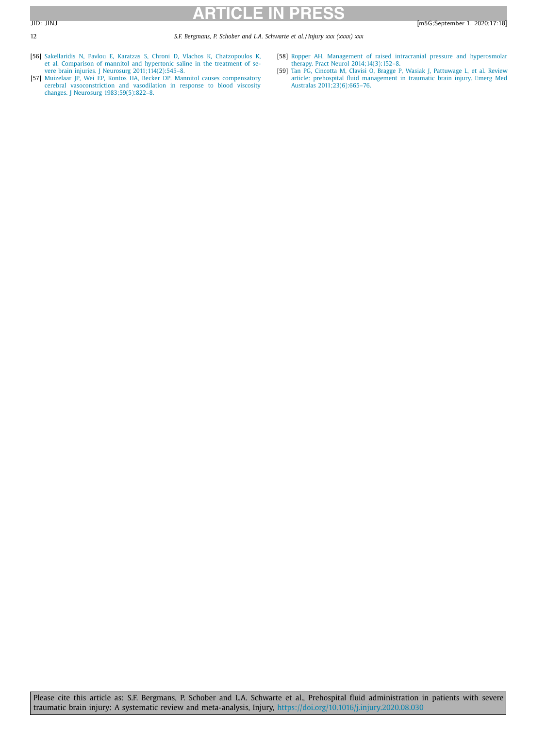[56] Sakellaridis N, Pavlou E, Karatzas S, Chroni D, Vlachos K, Chatzopoulos K, et al. Comparison of mannitol and hypertonic saline in the treatment of severe brain injuries. J Neurosurg 2011;114(2):545–8.

[57] Muizelaar JP, Wei EP, Kontos HA, Becker DP. Mannitol causes compensatory cerebral vasoconstriction and vasodilation in response to blood viscosity changes. J Neurosurg 1983;59(5):822–8.

[58] Ropper AH. Management of raised intracranial pressure and hyperosmolar therapy. Pract Neurol 2014;14(3):152–8.

[59] Tan PG, Cincotta M, Clavisi O, Bragge P, Wasiak J, Pattuwage L, et al. Review article: prehospital fluid management in traumatic brain injury. Emerg Med Australas 2011;23(6):665–76.

Please cite this article as: S.F. Bergmans, P. Schober and L.A. Schwarte et al., Prehospital fluid administration in patients with severe traumatic brain injury: A systematic review and meta-analysis, Injury, https://doi.org/10.1016/j.injury.2020.08.030